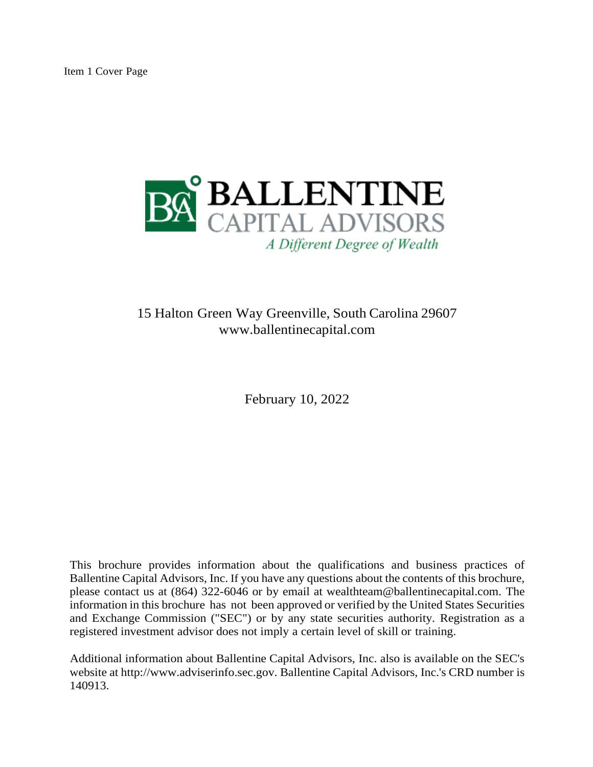Item 1 Cover Page

# BALLENTINE CAPITAL ADVISORS

*A Different Degree of Wealth*

15 Halton Green Way Greenville, South Carolina 29607
www.ballentinecapital.com

February 10, 2022

This brochure provides information about the qualifications and business practices of Ballentine Capital Advisors, Inc. If you have any questions about the contents of this brochure, please contact us at (864) 322-6046 or by email at wealthteam@ballentinecapital.com. The information in this brochure has not been approved or verified by the United States Securities and Exchange Commission ("SEC") or by any state securities authority. Registration as a registered investment advisor does not imply a certain level of skill or training.

Additional information about Ballentine Capital Advisors, Inc. also is available on the SEC's website at http://www.adviserinfo.sec.gov. Ballentine Capital Advisors, Inc.'s CRD number is 140913.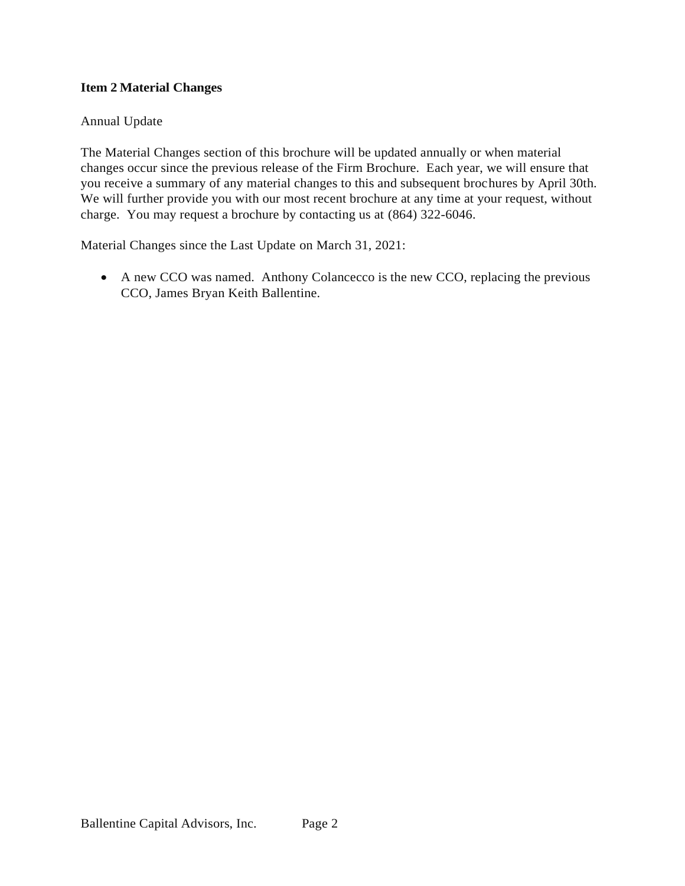## Item 2 Material Changes

Annual Update

The Material Changes section of this brochure will be updated annually or when material changes occur since the previous release of the Firm Brochure. Each year, we will ensure that you receive a summary of any material changes to this and subsequent brochures by April 30th. We will further provide you with our most recent brochure at any time at your request, without charge. You may request a brochure by contacting us at (864) 322-6046.

Material Changes since the Last Update on March 31, 2021:

- A new CCO was named. Anthony Colancecco is the new CCO, replacing the previous CCO, James Bryan Keith Ballentine.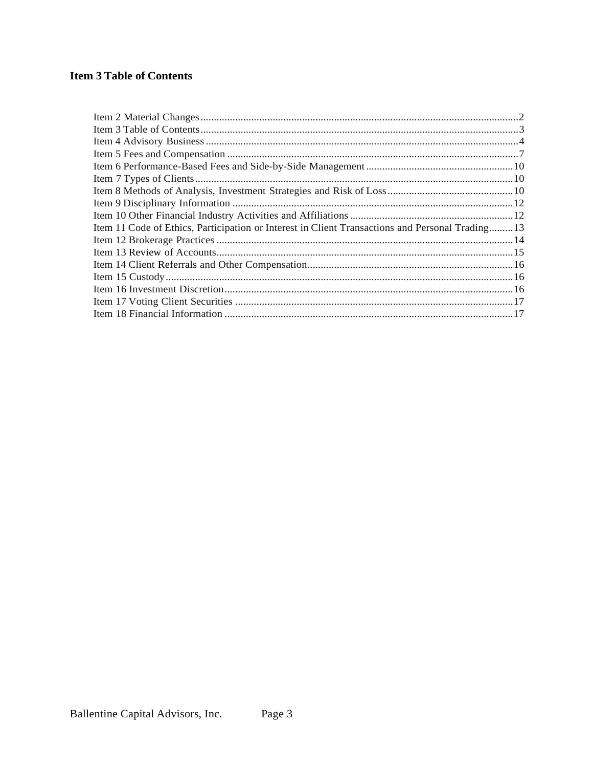## Item 3 Table of Contents

Item 2 Material Changes.......................................................................................................................2
Item 3 Table of Contents.......................................................................................................................3
Item 4 Advisory Business.....................................................................................................................4
Item 5 Fees and Compensation.............................................................................................................7
Item 6 Performance-Based Fees and Side-by-Side Management.......................................................10
Item 7 Types of Clients.......................................................................................................................10
Item 8 Methods of Analysis, Investment Strategies and Risk of Loss...............................................10
Item 9 Disciplinary Information.........................................................................................................12
Item 10 Other Financial Industry Activities and Affiliations.............................................................12
Item 11 Code of Ethics, Participation or Interest in Client Transactions and Personal Trading.........13
Item 12 Brokerage Practices...............................................................................................................14
Item 13 Review of Accounts...............................................................................................................15
Item 14 Client Referrals and Other Compensation.............................................................................16
Item 15 Custody..................................................................................................................................16
Item 16 Investment Discretion............................................................................................................16
Item 17 Voting Client Securities........................................................................................................17
Item 18 Financial Information............................................................................................................17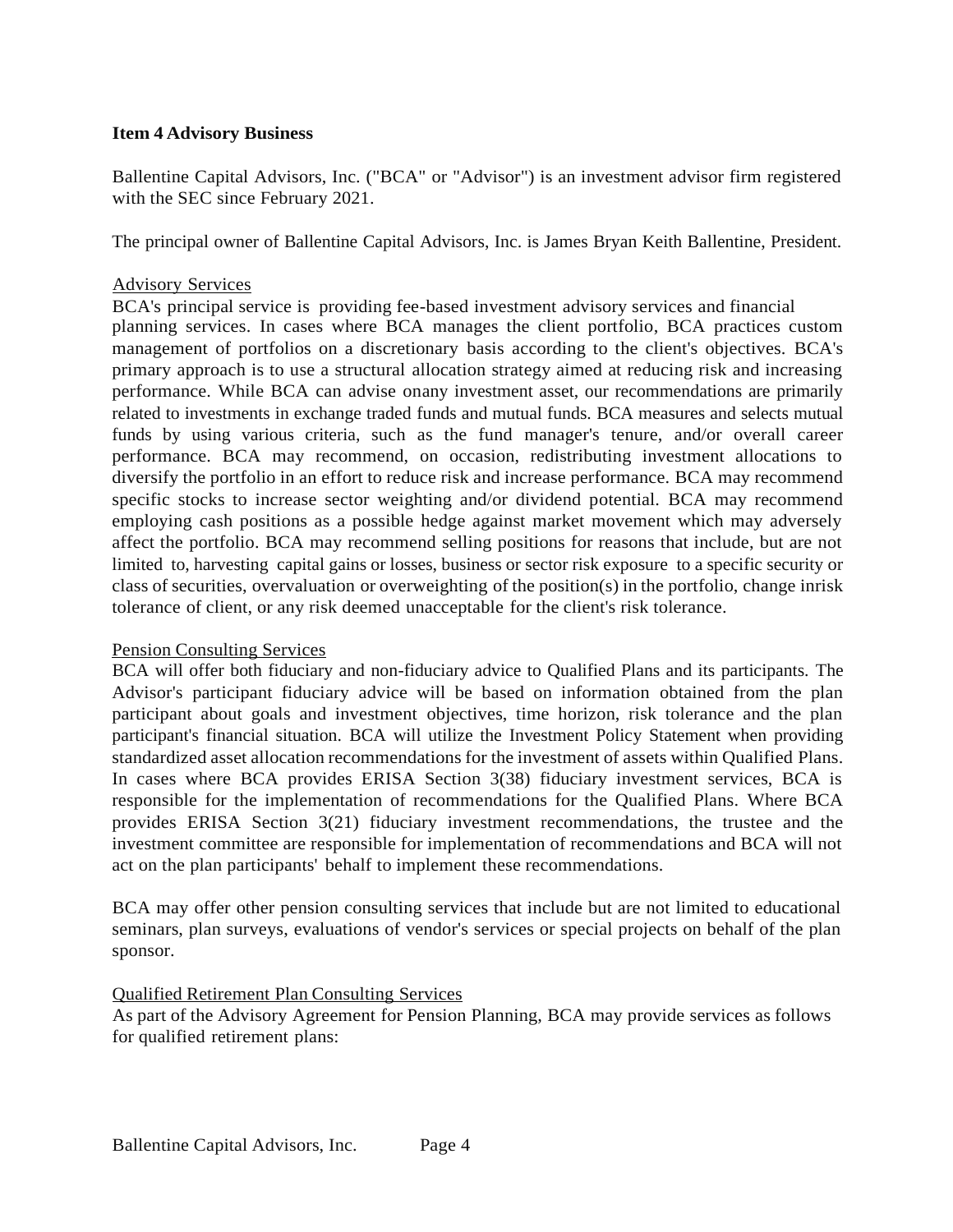**Item 4 Advisory Business**

Ballentine Capital Advisors, Inc. ("BCA" or "Advisor") is an investment advisor firm registered with the SEC since February 2021.

The principal owner of Ballentine Capital Advisors, Inc. is James Bryan Keith Ballentine, President.

Advisory Services

BCA's principal service is providing fee-based investment advisory services and financial planning services. In cases where BCA manages the client portfolio, BCA practices custom management of portfolios on a discretionary basis according to the client's objectives. BCA's primary approach is to use a structural allocation strategy aimed at reducing risk and increasing performance. While BCA can advise onany investment asset, our recommendations are primarily related to investments in exchange traded funds and mutual funds. BCA measures and selects mutual funds by using various criteria, such as the fund manager's tenure, and/or overall career performance. BCA may recommend, on occasion, redistributing investment allocations to diversify the portfolio in an effort to reduce risk and increase performance. BCA may recommend specific stocks to increase sector weighting and/or dividend potential. BCA may recommend employing cash positions as a possible hedge against market movement which may adversely affect the portfolio. BCA may recommend selling positions for reasons that include, but are not limited to, harvesting capital gains or losses, business or sector risk exposure to a specific security or class of securities, overvaluation or overweighting of the position(s) in the portfolio, change inrisk tolerance of client, or any risk deemed unacceptable for the client's risk tolerance.

Pension Consulting Services

BCA will offer both fiduciary and non-fiduciary advice to Qualified Plans and its participants. The Advisor's participant fiduciary advice will be based on information obtained from the plan participant about goals and investment objectives, time horizon, risk tolerance and the plan participant's financial situation. BCA will utilize the Investment Policy Statement when providing standardized asset allocation recommendations for the investment of assets within Qualified Plans. In cases where BCA provides ERISA Section 3(38) fiduciary investment services, BCA is responsible for the implementation of recommendations for the Qualified Plans. Where BCA provides ERISA Section 3(21) fiduciary investment recommendations, the trustee and the investment committee are responsible for implementation of recommendations and BCA will not act on the plan participants' behalf to implement these recommendations.

BCA may offer other pension consulting services that include but are not limited to educational seminars, plan surveys, evaluations of vendor's services or special projects on behalf of the plan sponsor.

Qualified Retirement Plan Consulting Services

As part of the Advisory Agreement for Pension Planning, BCA may provide services as follows for qualified retirement plans: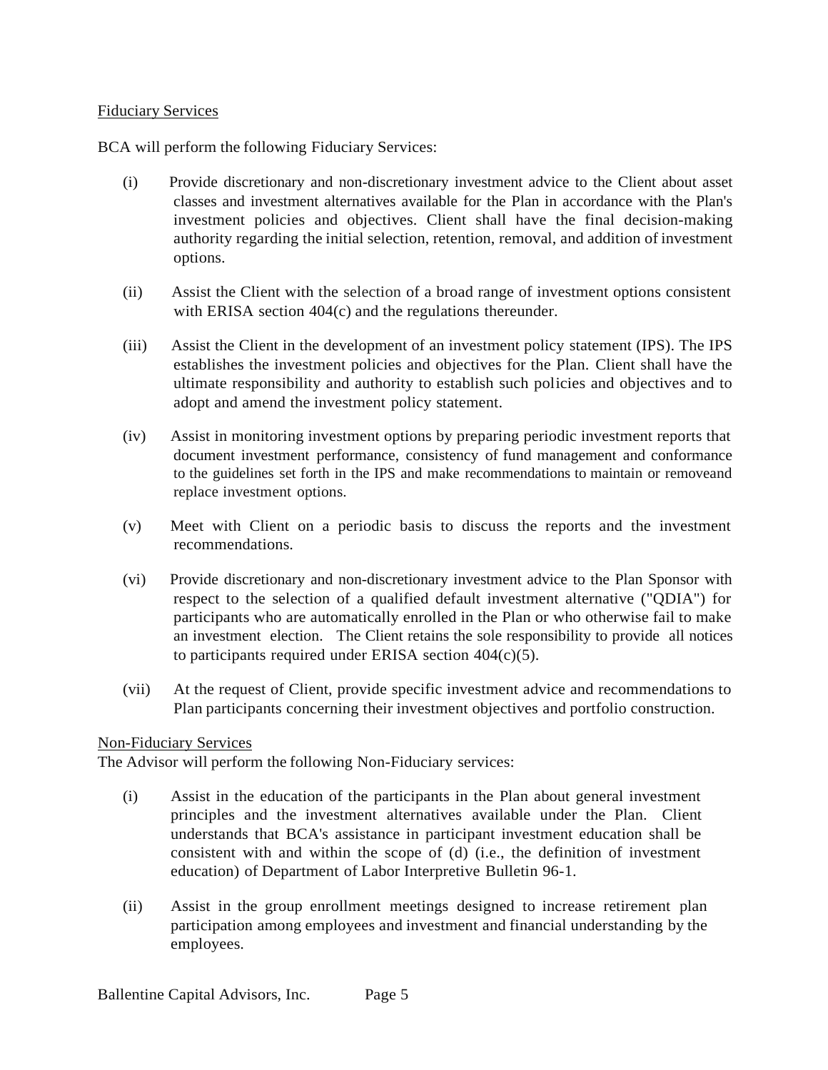<u>Fiduciary Services</u>

BCA will perform the following Fiduciary Services:

(i) Provide discretionary and non-discretionary investment advice to the Client about asset classes and investment alternatives available for the Plan in accordance with the Plan's investment policies and objectives. Client shall have the final decision-making authority regarding the initial selection, retention, removal, and addition of investment options.

(ii) Assist the Client with the selection of a broad range of investment options consistent with ERISA section 404(c) and the regulations thereunder.

(iii) Assist the Client in the development of an investment policy statement (IPS). The IPS establishes the investment policies and objectives for the Plan. Client shall have the ultimate responsibility and authority to establish such policies and objectives and to adopt and amend the investment policy statement.

(iv) Assist in monitoring investment options by preparing periodic investment reports that document investment performance, consistency of fund management and conformance to the guidelines set forth in the IPS and make recommendations to maintain or removeand replace investment options.

(v) Meet with Client on a periodic basis to discuss the reports and the investment recommendations.

(vi) Provide discretionary and non-discretionary investment advice to the Plan Sponsor with respect to the selection of a qualified default investment alternative ("QDIA") for participants who are automatically enrolled in the Plan or who otherwise fail to make an investment election. The Client retains the sole responsibility to provide all notices to participants required under ERISA section 404(c)(5).

(vii) At the request of Client, provide specific investment advice and recommendations to Plan participants concerning their investment objectives and portfolio construction.

<u>Non-Fiduciary Services</u>

The Advisor will perform the following Non-Fiduciary services:

(i) Assist in the education of the participants in the Plan about general investment principles and the investment alternatives available under the Plan. Client understands that BCA's assistance in participant investment education shall be consistent with and within the scope of (d) (i.e., the definition of investment education) of Department of Labor Interpretive Bulletin 96-1.

(ii) Assist in the group enrollment meetings designed to increase retirement plan participation among employees and investment and financial understanding by the employees.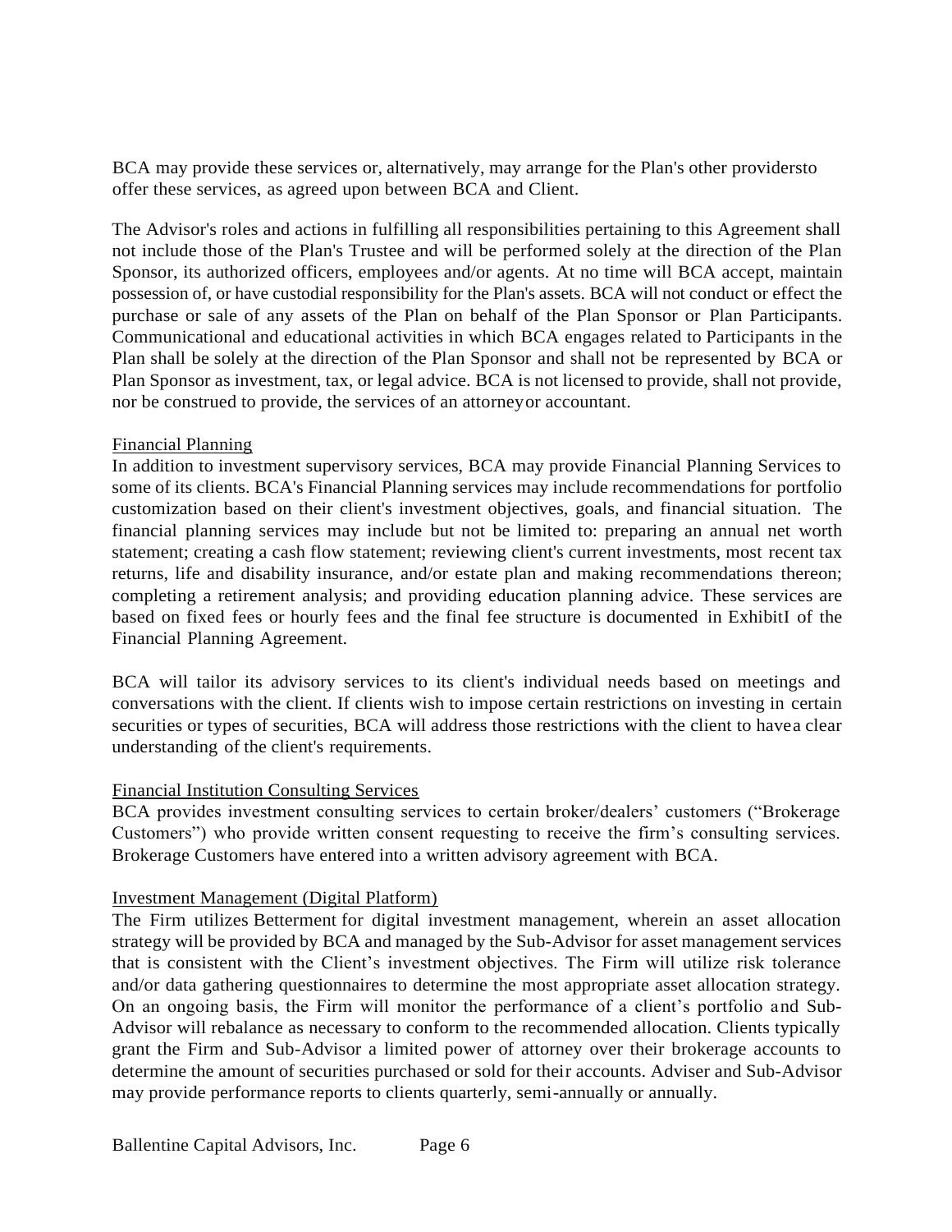BCA may provide these services or, alternatively, may arrange for the Plan's other providersto offer these services, as agreed upon between BCA and Client.

The Advisor's roles and actions in fulfilling all responsibilities pertaining to this Agreement shall not include those of the Plan's Trustee and will be performed solely at the direction of the Plan Sponsor, its authorized officers, employees and/or agents. At no time will BCA accept, maintain possession of, or have custodial responsibility for the Plan's assets. BCA will not conduct or effect the purchase or sale of any assets of the Plan on behalf of the Plan Sponsor or Plan Participants. Communicational and educational activities in which BCA engages related to Participants in the Plan shall be solely at the direction of the Plan Sponsor and shall not be represented by BCA or Plan Sponsor as investment, tax, or legal advice. BCA is not licensed to provide, shall not provide, nor be construed to provide, the services of an attorneyor accountant.

Financial Planning

In addition to investment supervisory services, BCA may provide Financial Planning Services to some of its clients. BCA's Financial Planning services may include recommendations for portfolio customization based on their client's investment objectives, goals, and financial situation. The financial planning services may include but not be limited to: preparing an annual net worth statement; creating a cash flow statement; reviewing client's current investments, most recent tax returns, life and disability insurance, and/or estate plan and making recommendations thereon; completing a retirement analysis; and providing education planning advice. These services are based on fixed fees or hourly fees and the final fee structure is documented in ExhibitI of the Financial Planning Agreement.

BCA will tailor its advisory services to its client's individual needs based on meetings and conversations with the client. If clients wish to impose certain restrictions on investing in certain securities or types of securities, BCA will address those restrictions with the client to havea clear understanding of the client's requirements.

Financial Institution Consulting Services

BCA provides investment consulting services to certain broker/dealers' customers ("Brokerage Customers") who provide written consent requesting to receive the firm's consulting services. Brokerage Customers have entered into a written advisory agreement with BCA.

Investment Management (Digital Platform)

The Firm utilizes Betterment for digital investment management, wherein an asset allocation strategy will be provided by BCA and managed by the Sub-Advisor for asset management services that is consistent with the Client's investment objectives. The Firm will utilize risk tolerance and/or data gathering questionnaires to determine the most appropriate asset allocation strategy. On an ongoing basis, the Firm will monitor the performance of a client's portfolio and Sub-Advisor will rebalance as necessary to conform to the recommended allocation. Clients typically grant the Firm and Sub-Advisor a limited power of attorney over their brokerage accounts to determine the amount of securities purchased or sold for their accounts. Adviser and Sub-Advisor may provide performance reports to clients quarterly, semi-annually or annually.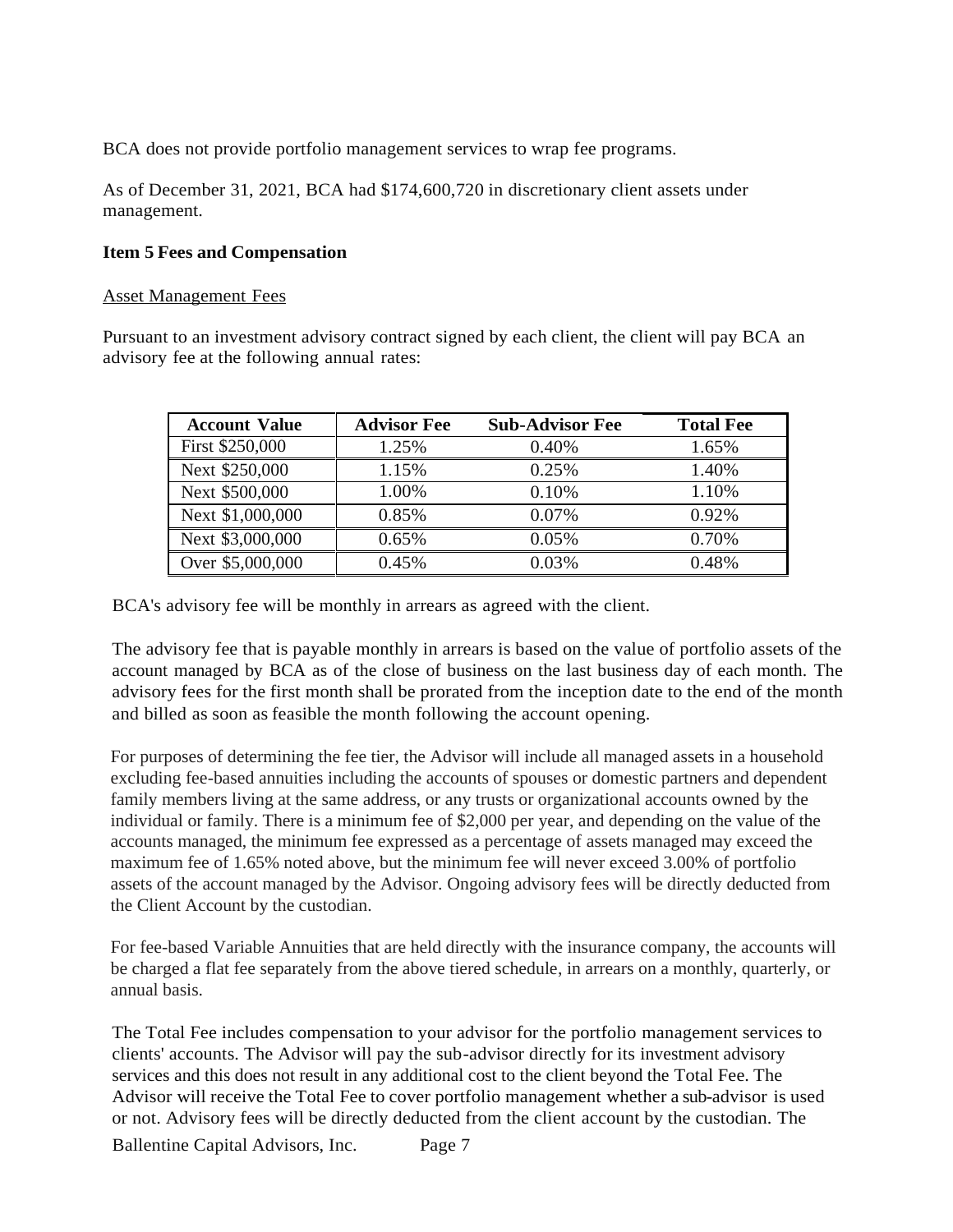BCA does not provide portfolio management services to wrap fee programs.

As of December 31, 2021, BCA had $174,600,720 in discretionary client assets under management.

**Item 5 Fees and Compensation**

Asset Management Fees

Pursuant to an investment advisory contract signed by each client, the client will pay BCA an advisory fee at the following annual rates:

| Account Value | Advisor Fee | Sub-Advisor Fee | Total Fee |
|---|---|---|---|
| First $250,000 | 1.25% | 0.40% | 1.65% |
| Next $250,000 | 1.15% | 0.25% | 1.40% |
| Next $500,000 | 1.00% | 0.10% | 1.10% |
| Next $1,000,000 | 0.85% | 0.07% | 0.92% |
| Next $3,000,000 | 0.65% | 0.05% | 0.70% |
| Over $5,000,000 | 0.45% | 0.03% | 0.48% |

BCA's advisory fee will be monthly in arrears as agreed with the client.

The advisory fee that is payable monthly in arrears is based on the value of portfolio assets of the account managed by BCA as of the close of business on the last business day of each month. The advisory fees for the first month shall be prorated from the inception date to the end of the month and billed as soon as feasible the month following the account opening.

For purposes of determining the fee tier, the Advisor will include all managed assets in a household excluding fee-based annuities including the accounts of spouses or domestic partners and dependent family members living at the same address, or any trusts or organizational accounts owned by the individual or family. There is a minimum fee of $2,000 per year, and depending on the value of the accounts managed, the minimum fee expressed as a percentage of assets managed may exceed the maximum fee of 1.65% noted above, but the minimum fee will never exceed 3.00% of portfolio assets of the account managed by the Advisor. Ongoing advisory fees will be directly deducted from the Client Account by the custodian.

For fee-based Variable Annuities that are held directly with the insurance company, the accounts will be charged a flat fee separately from the above tiered schedule, in arrears on a monthly, quarterly, or annual basis.

The Total Fee includes compensation to your advisor for the portfolio management services to clients' accounts. The Advisor will pay the sub-advisor directly for its investment advisory services and this does not result in any additional cost to the client beyond the Total Fee. The Advisor will receive the Total Fee to cover portfolio management whether a sub-advisor is used or not. Advisory fees will be directly deducted from the client account by the custodian. The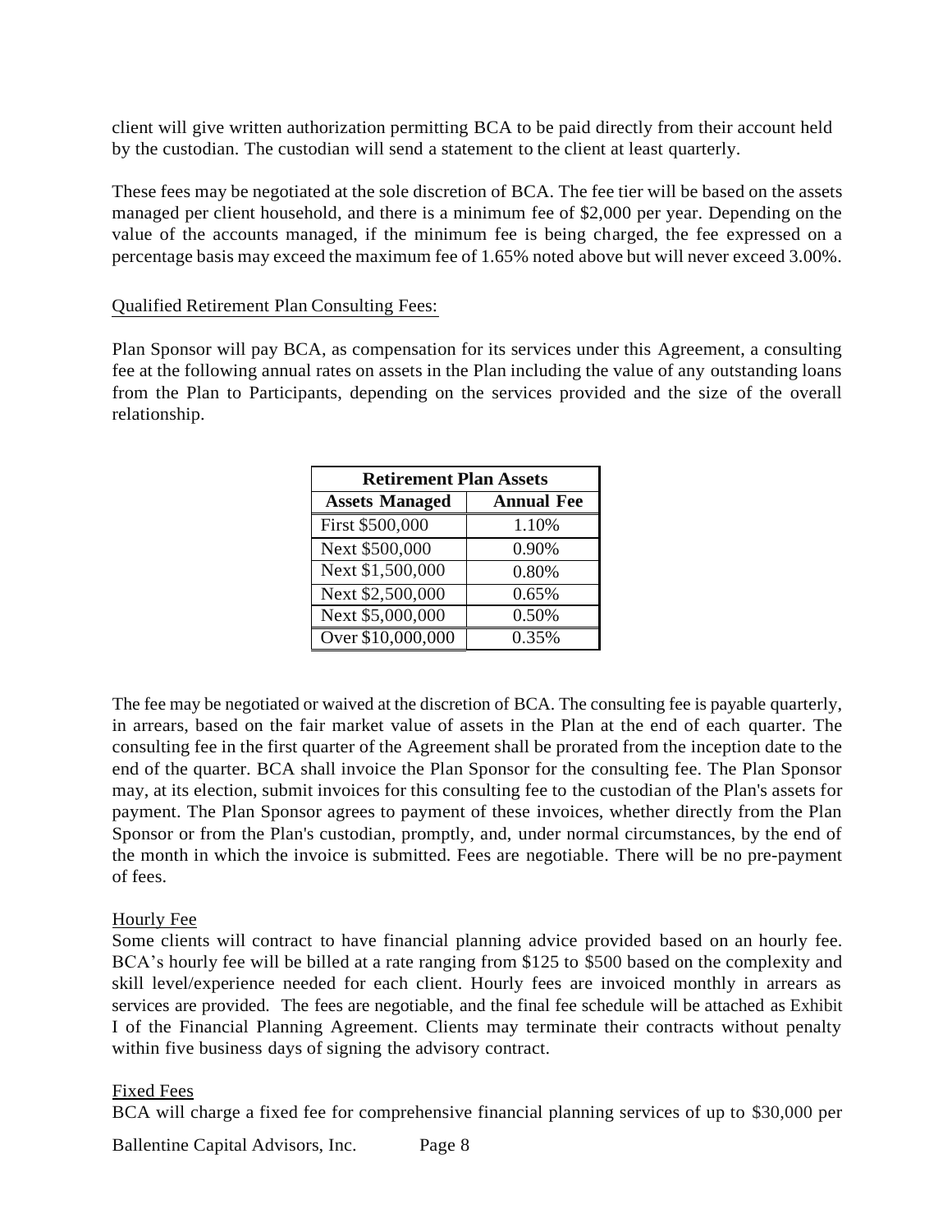client will give written authorization permitting BCA to be paid directly from their account held by the custodian. The custodian will send a statement to the client at least quarterly.

These fees may be negotiated at the sole discretion of BCA. The fee tier will be based on the assets managed per client household, and there is a minimum fee of $2,000 per year. Depending on the value of the accounts managed, if the minimum fee is being charged, the fee expressed on a percentage basis may exceed the maximum fee of 1.65% noted above but will never exceed 3.00%.

Qualified Retirement Plan Consulting Fees:

Plan Sponsor will pay BCA, as compensation for its services under this Agreement, a consulting fee at the following annual rates on assets in the Plan including the value of any outstanding loans from the Plan to Participants, depending on the services provided and the size of the overall relationship.

| **Retirement Plan Assets** | |
|---|---|
| **Assets Managed** | **Annual Fee** |
| First $500,000 | 1.10% |
| Next $500,000 | 0.90% |
| Next $1,500,000 | 0.80% |
| Next $2,500,000 | 0.65% |
| Next $5,000,000 | 0.50% |
| Over $10,000,000 | 0.35% |

The fee may be negotiated or waived at the discretion of BCA. The consulting fee is payable quarterly, in arrears, based on the fair market value of assets in the Plan at the end of each quarter. The consulting fee in the first quarter of the Agreement shall be prorated from the inception date to the end of the quarter. BCA shall invoice the Plan Sponsor for the consulting fee. The Plan Sponsor may, at its election, submit invoices for this consulting fee to the custodian of the Plan's assets for payment. The Plan Sponsor agrees to payment of these invoices, whether directly from the Plan Sponsor or from the Plan's custodian, promptly, and, under normal circumstances, by the end of the month in which the invoice is submitted. Fees are negotiable. There will be no pre-payment of fees.

Hourly Fee

Some clients will contract to have financial planning advice provided based on an hourly fee. BCA's hourly fee will be billed at a rate ranging from $125 to $500 based on the complexity and skill level/experience needed for each client. Hourly fees are invoiced monthly in arrears as services are provided. The fees are negotiable, and the final fee schedule will be attached as Exhibit I of the Financial Planning Agreement. Clients may terminate their contracts without penalty within five business days of signing the advisory contract.

Fixed Fees

BCA will charge a fixed fee for comprehensive financial planning services of up to $30,000 per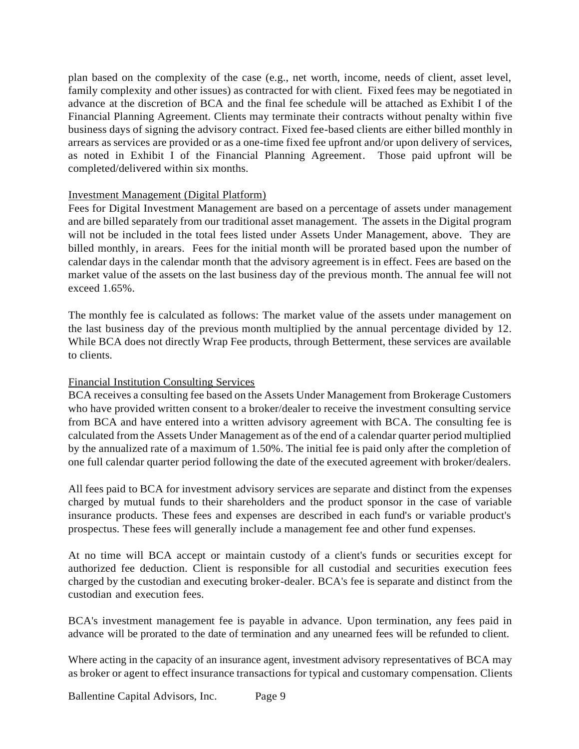plan based on the complexity of the case (e.g., net worth, income, needs of client, asset level, family complexity and other issues) as contracted for with client. Fixed fees may be negotiated in advance at the discretion of BCA and the final fee schedule will be attached as Exhibit I of the Financial Planning Agreement. Clients may terminate their contracts without penalty within five business days of signing the advisory contract. Fixed fee-based clients are either billed monthly in arrears as services are provided or as a one-time fixed fee upfront and/or upon delivery of services, as noted in Exhibit I of the Financial Planning Agreement. Those paid upfront will be completed/delivered within six months.

### Investment Management (Digital Platform)

Fees for Digital Investment Management are based on a percentage of assets under management and are billed separately from our traditional asset management. The assets in the Digital program will not be included in the total fees listed under Assets Under Management, above. They are billed monthly, in arears. Fees for the initial month will be prorated based upon the number of calendar days in the calendar month that the advisory agreement is in effect. Fees are based on the market value of the assets on the last business day of the previous month. The annual fee will not exceed 1.65%.

The monthly fee is calculated as follows: The market value of the assets under management on the last business day of the previous month multiplied by the annual percentage divided by 12. While BCA does not directly Wrap Fee products, through Betterment, these services are available to clients.

### Financial Institution Consulting Services

BCA receives a consulting fee based on the Assets Under Management from Brokerage Customers who have provided written consent to a broker/dealer to receive the investment consulting service from BCA and have entered into a written advisory agreement with BCA. The consulting fee is calculated from the Assets Under Management as of the end of a calendar quarter period multiplied by the annualized rate of a maximum of 1.50%. The initial fee is paid only after the completion of one full calendar quarter period following the date of the executed agreement with broker/dealers.

All fees paid to BCA for investment advisory services are separate and distinct from the expenses charged by mutual funds to their shareholders and the product sponsor in the case of variable insurance products. These fees and expenses are described in each fund's or variable product's prospectus. These fees will generally include a management fee and other fund expenses.

At no time will BCA accept or maintain custody of a client's funds or securities except for authorized fee deduction. Client is responsible for all custodial and securities execution fees charged by the custodian and executing broker-dealer. BCA's fee is separate and distinct from the custodian and execution fees.

BCA's investment management fee is payable in advance. Upon termination, any fees paid in advance will be prorated to the date of termination and any unearned fees will be refunded to client.

Where acting in the capacity of an insurance agent, investment advisory representatives of BCA may as broker or agent to effect insurance transactions for typical and customary compensation. Clients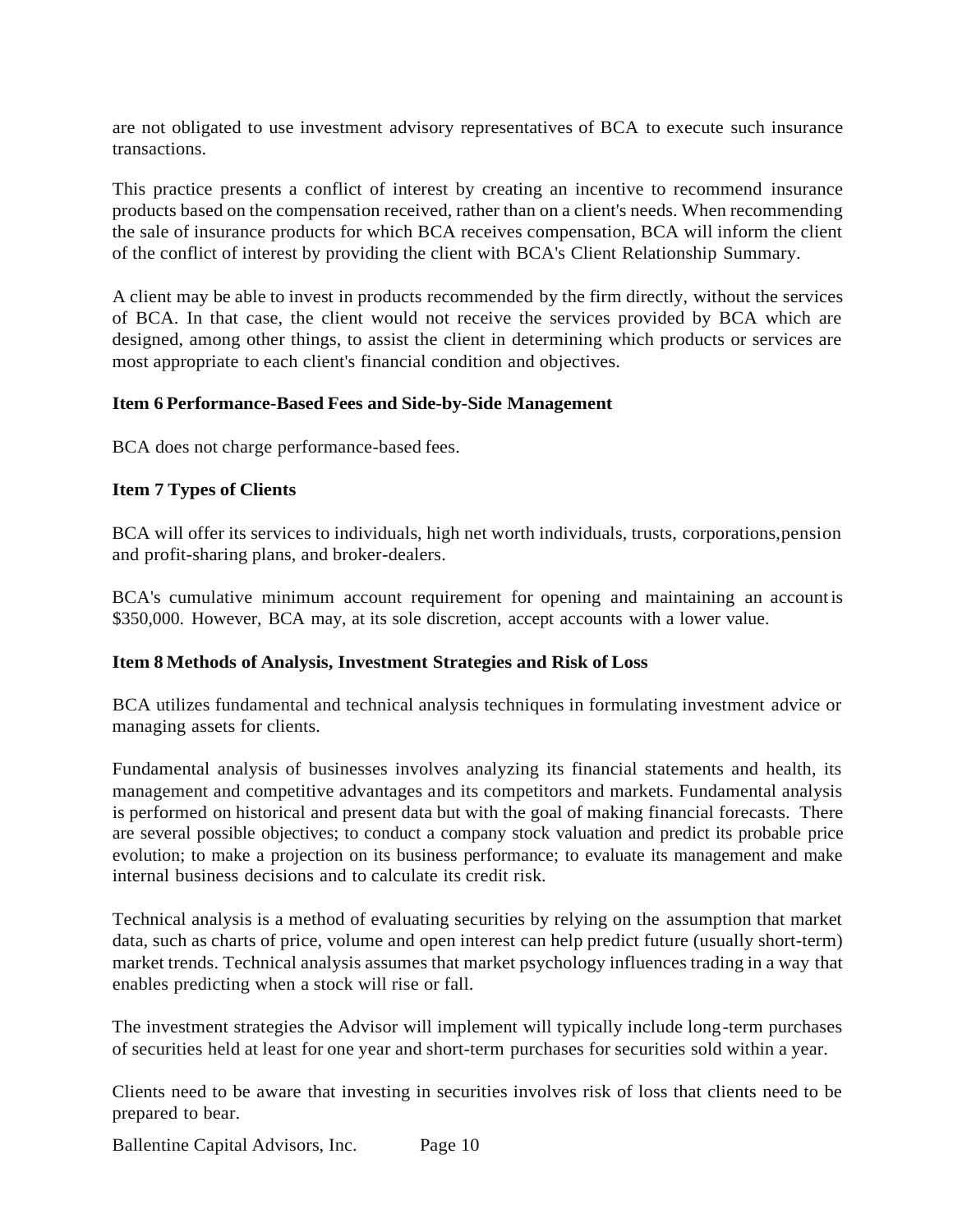are not obligated to use investment advisory representatives of BCA to execute such insurance transactions.

This practice presents a conflict of interest by creating an incentive to recommend insurance products based on the compensation received, rather than on a client's needs. When recommending the sale of insurance products for which BCA receives compensation, BCA will inform the client of the conflict of interest by providing the client with BCA's Client Relationship Summary.

A client may be able to invest in products recommended by the firm directly, without the services of BCA. In that case, the client would not receive the services provided by BCA which are designed, among other things, to assist the client in determining which products or services are most appropriate to each client's financial condition and objectives.

## Item 6 Performance-Based Fees and Side-by-Side Management

BCA does not charge performance-based fees.

## Item 7 Types of Clients

BCA will offer its services to individuals, high net worth individuals, trusts, corporations, pension and profit-sharing plans, and broker-dealers.

BCA's cumulative minimum account requirement for opening and maintaining an account is $350,000. However, BCA may, at its sole discretion, accept accounts with a lower value.

## Item 8 Methods of Analysis, Investment Strategies and Risk of Loss

BCA utilizes fundamental and technical analysis techniques in formulating investment advice or managing assets for clients.

Fundamental analysis of businesses involves analyzing its financial statements and health, its management and competitive advantages and its competitors and markets. Fundamental analysis is performed on historical and present data but with the goal of making financial forecasts. There are several possible objectives; to conduct a company stock valuation and predict its probable price evolution; to make a projection on its business performance; to evaluate its management and make internal business decisions and to calculate its credit risk.

Technical analysis is a method of evaluating securities by relying on the assumption that market data, such as charts of price, volume and open interest can help predict future (usually short-term) market trends. Technical analysis assumes that market psychology influences trading in a way that enables predicting when a stock will rise or fall.

The investment strategies the Advisor will implement will typically include long-term purchases of securities held at least for one year and short-term purchases for securities sold within a year.

Clients need to be aware that investing in securities involves risk of loss that clients need to be prepared to bear.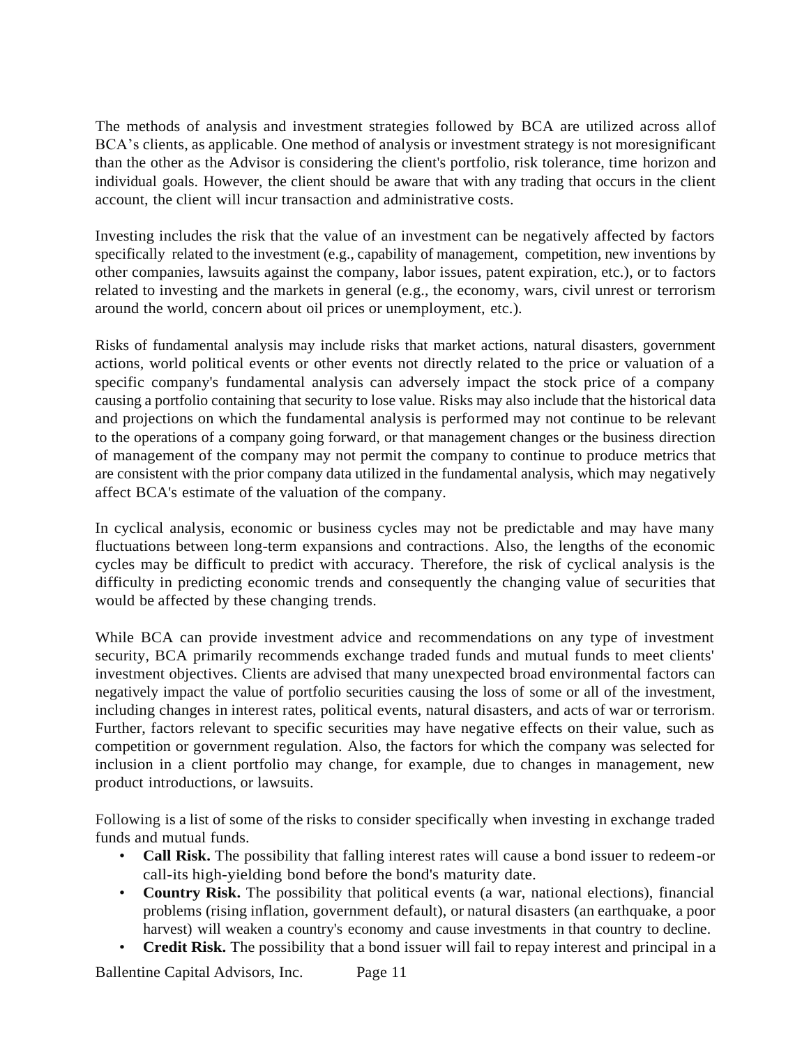The methods of analysis and investment strategies followed by BCA are utilized across allof BCA's clients, as applicable. One method of analysis or investment strategy is not moresignificant than the other as the Advisor is considering the client's portfolio, risk tolerance, time horizon and individual goals. However, the client should be aware that with any trading that occurs in the client account, the client will incur transaction and administrative costs.

Investing includes the risk that the value of an investment can be negatively affected by factors specifically related to the investment (e.g., capability of management, competition, new inventions by other companies, lawsuits against the company, labor issues, patent expiration, etc.), or to factors related to investing and the markets in general (e.g., the economy, wars, civil unrest or terrorism around the world, concern about oil prices or unemployment, etc.).

Risks of fundamental analysis may include risks that market actions, natural disasters, government actions, world political events or other events not directly related to the price or valuation of a specific company's fundamental analysis can adversely impact the stock price of a company causing a portfolio containing that security to lose value. Risks may also include that the historical data and projections on which the fundamental analysis is performed may not continue to be relevant to the operations of a company going forward, or that management changes or the business direction of management of the company may not permit the company to continue to produce metrics that are consistent with the prior company data utilized in the fundamental analysis, which may negatively affect BCA's estimate of the valuation of the company.

In cyclical analysis, economic or business cycles may not be predictable and may have many fluctuations between long-term expansions and contractions. Also, the lengths of the economic cycles may be difficult to predict with accuracy. Therefore, the risk of cyclical analysis is the difficulty in predicting economic trends and consequently the changing value of securities that would be affected by these changing trends.

While BCA can provide investment advice and recommendations on any type of investment security, BCA primarily recommends exchange traded funds and mutual funds to meet clients' investment objectives. Clients are advised that many unexpected broad environmental factors can negatively impact the value of portfolio securities causing the loss of some or all of the investment, including changes in interest rates, political events, natural disasters, and acts of war or terrorism. Further, factors relevant to specific securities may have negative effects on their value, such as competition or government regulation. Also, the factors for which the company was selected for inclusion in a client portfolio may change, for example, due to changes in management, new product introductions, or lawsuits.

Following is a list of some of the risks to consider specifically when investing in exchange traded funds and mutual funds.

- **Call Risk.** The possibility that falling interest rates will cause a bond issuer to redeem-or call-its high-yielding bond before the bond's maturity date.
- **Country Risk.** The possibility that political events (a war, national elections), financial problems (rising inflation, government default), or natural disasters (an earthquake, a poor harvest) will weaken a country's economy and cause investments in that country to decline.
- **Credit Risk.** The possibility that a bond issuer will fail to repay interest and principal in a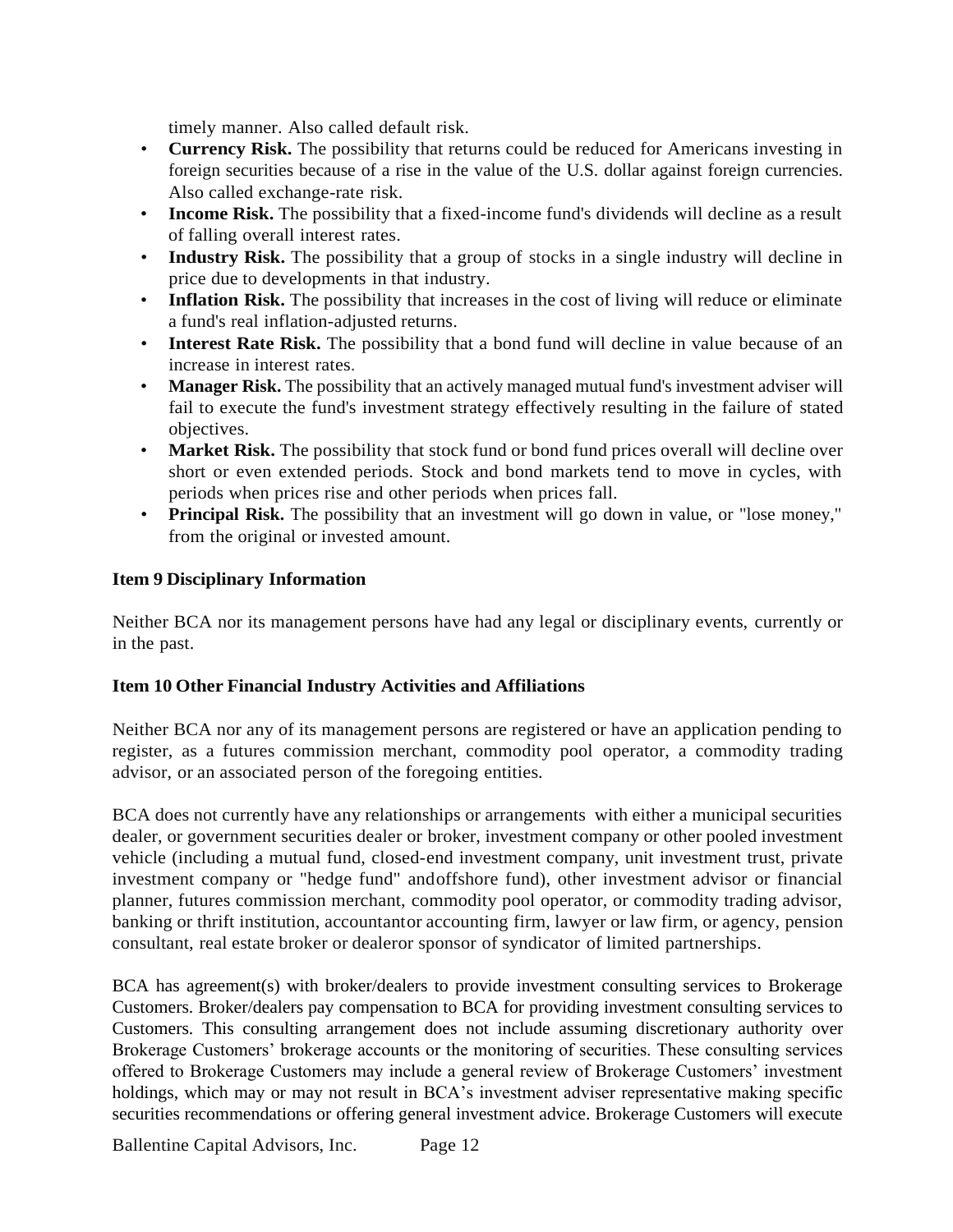timely manner. Also called default risk.

- **Currency Risk.** The possibility that returns could be reduced for Americans investing in foreign securities because of a rise in the value of the U.S. dollar against foreign currencies. Also called exchange-rate risk.
- **Income Risk.** The possibility that a fixed-income fund's dividends will decline as a result of falling overall interest rates.
- **Industry Risk.** The possibility that a group of stocks in a single industry will decline in price due to developments in that industry.
- **Inflation Risk.** The possibility that increases in the cost of living will reduce or eliminate a fund's real inflation-adjusted returns.
- **Interest Rate Risk.** The possibility that a bond fund will decline in value because of an increase in interest rates.
- **Manager Risk.** The possibility that an actively managed mutual fund's investment adviser will fail to execute the fund's investment strategy effectively resulting in the failure of stated objectives.
- **Market Risk.** The possibility that stock fund or bond fund prices overall will decline over short or even extended periods. Stock and bond markets tend to move in cycles, with periods when prices rise and other periods when prices fall.
- **Principal Risk.** The possibility that an investment will go down in value, or "lose money," from the original or invested amount.

**Item 9 Disciplinary Information**

Neither BCA nor its management persons have had any legal or disciplinary events, currently or in the past.

**Item 10 Other Financial Industry Activities and Affiliations**

Neither BCA nor any of its management persons are registered or have an application pending to register, as a futures commission merchant, commodity pool operator, a commodity trading advisor, or an associated person of the foregoing entities.

BCA does not currently have any relationships or arrangements with either a municipal securities dealer, or government securities dealer or broker, investment company or other pooled investment vehicle (including a mutual fund, closed-end investment company, unit investment trust, private investment company or "hedge fund" andoffshore fund), other investment advisor or financial planner, futures commission merchant, commodity pool operator, or commodity trading advisor, banking or thrift institution, accountantor accounting firm, lawyer or law firm, or agency, pension consultant, real estate broker or dealeror sponsor of syndicator of limited partnerships.

BCA has agreement(s) with broker/dealers to provide investment consulting services to Brokerage Customers. Broker/dealers pay compensation to BCA for providing investment consulting services to Customers. This consulting arrangement does not include assuming discretionary authority over Brokerage Customers' brokerage accounts or the monitoring of securities. These consulting services offered to Brokerage Customers may include a general review of Brokerage Customers' investment holdings, which may or may not result in BCA's investment adviser representative making specific securities recommendations or offering general investment advice. Brokerage Customers will execute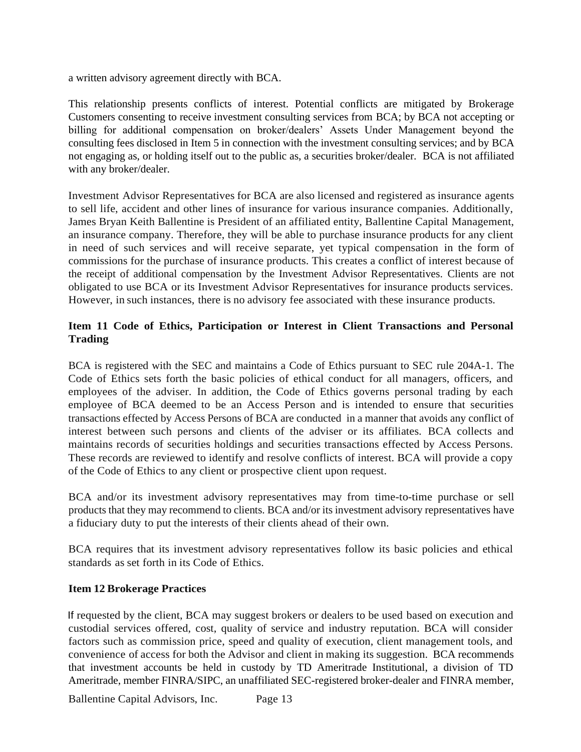a written advisory agreement directly with BCA.

This relationship presents conflicts of interest. Potential conflicts are mitigated by Brokerage Customers consenting to receive investment consulting services from BCA; by BCA not accepting or billing for additional compensation on broker/dealers' Assets Under Management beyond the consulting fees disclosed in Item 5 in connection with the investment consulting services; and by BCA not engaging as, or holding itself out to the public as, a securities broker/dealer. BCA is not affiliated with any broker/dealer.

Investment Advisor Representatives for BCA are also licensed and registered as insurance agents to sell life, accident and other lines of insurance for various insurance companies. Additionally, James Bryan Keith Ballentine is President of an affiliated entity, Ballentine Capital Management, an insurance company. Therefore, they will be able to purchase insurance products for any client in need of such services and will receive separate, yet typical compensation in the form of commissions for the purchase of insurance products. This creates a conflict of interest because of the receipt of additional compensation by the Investment Advisor Representatives. Clients are not obligated to use BCA or its Investment Advisor Representatives for insurance products services. However, in such instances, there is no advisory fee associated with these insurance products.

### Item 11 Code of Ethics, Participation or Interest in Client Transactions and Personal Trading

BCA is registered with the SEC and maintains a Code of Ethics pursuant to SEC rule 204A-1. The Code of Ethics sets forth the basic policies of ethical conduct for all managers, officers, and employees of the adviser. In addition, the Code of Ethics governs personal trading by each employee of BCA deemed to be an Access Person and is intended to ensure that securities transactions effected by Access Persons of BCA are conducted in a manner that avoids any conflict of interest between such persons and clients of the adviser or its affiliates. BCA collects and maintains records of securities holdings and securities transactions effected by Access Persons. These records are reviewed to identify and resolve conflicts of interest. BCA will provide a copy of the Code of Ethics to any client or prospective client upon request.

BCA and/or its investment advisory representatives may from time-to-time purchase or sell products that they may recommend to clients. BCA and/or its investment advisory representatives have a fiduciary duty to put the interests of their clients ahead of their own.

BCA requires that its investment advisory representatives follow its basic policies and ethical standards as set forth in its Code of Ethics.

### Item 12 Brokerage Practices

If requested by the client, BCA may suggest brokers or dealers to be used based on execution and custodial services offered, cost, quality of service and industry reputation. BCA will consider factors such as commission price, speed and quality of execution, client management tools, and convenience of access for both the Advisor and client in making its suggestion. BCA recommends that investment accounts be held in custody by TD Ameritrade Institutional, a division of TD Ameritrade, member FINRA/SIPC, an unaffiliated SEC-registered broker-dealer and FINRA member,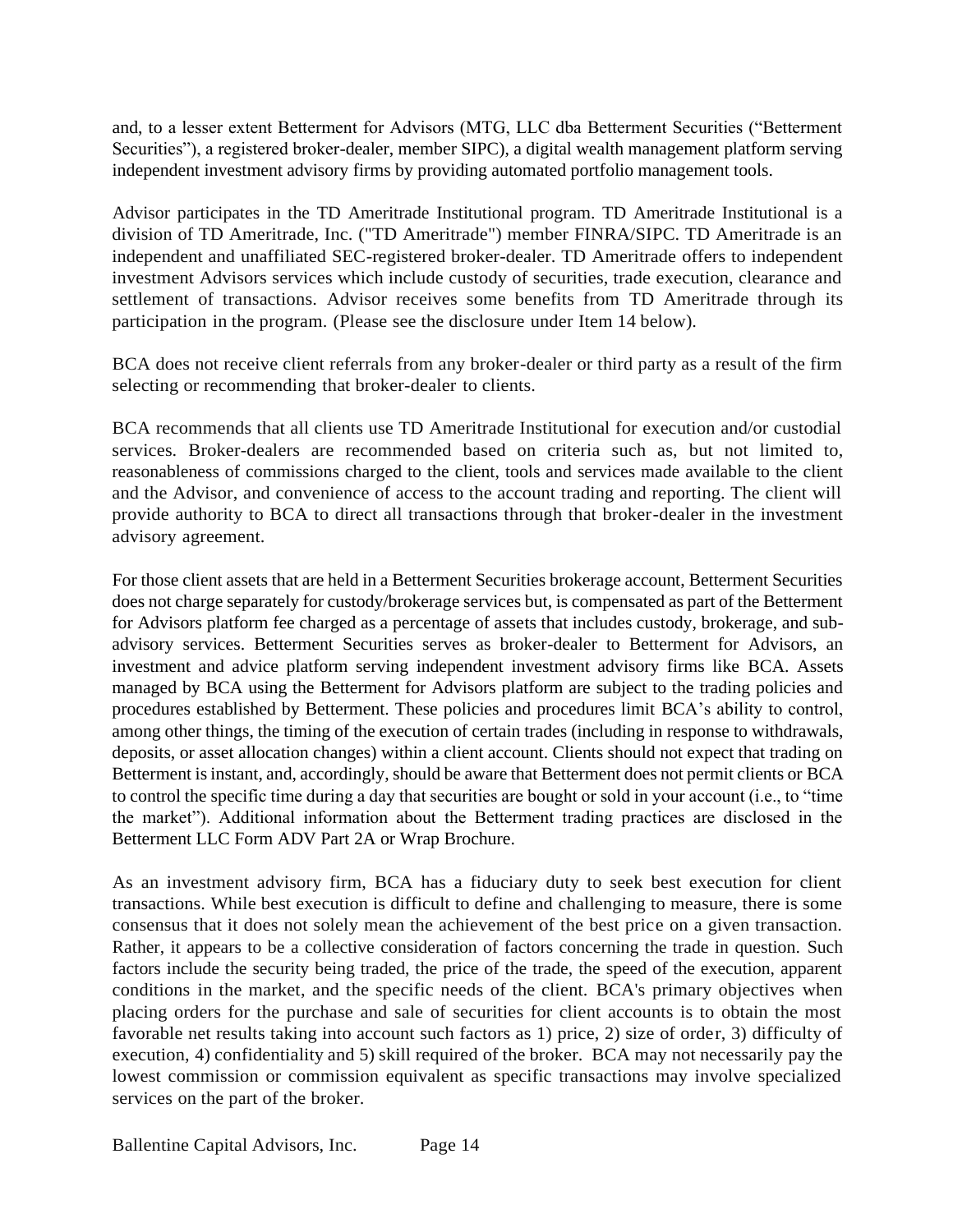and, to a lesser extent Betterment for Advisors (MTG, LLC dba Betterment Securities ("Betterment Securities"), a registered broker-dealer, member SIPC), a digital wealth management platform serving independent investment advisory firms by providing automated portfolio management tools.

Advisor participates in the TD Ameritrade Institutional program. TD Ameritrade Institutional is a division of TD Ameritrade, Inc. ("TD Ameritrade") member FINRA/SIPC. TD Ameritrade is an independent and unaffiliated SEC-registered broker-dealer. TD Ameritrade offers to independent investment Advisors services which include custody of securities, trade execution, clearance and settlement of transactions. Advisor receives some benefits from TD Ameritrade through its participation in the program. (Please see the disclosure under Item 14 below).

BCA does not receive client referrals from any broker-dealer or third party as a result of the firm selecting or recommending that broker-dealer to clients.

BCA recommends that all clients use TD Ameritrade Institutional for execution and/or custodial services. Broker-dealers are recommended based on criteria such as, but not limited to, reasonableness of commissions charged to the client, tools and services made available to the client and the Advisor, and convenience of access to the account trading and reporting. The client will provide authority to BCA to direct all transactions through that broker-dealer in the investment advisory agreement.

For those client assets that are held in a Betterment Securities brokerage account, Betterment Securities does not charge separately for custody/brokerage services but, is compensated as part of the Betterment for Advisors platform fee charged as a percentage of assets that includes custody, brokerage, and sub-advisory services. Betterment Securities serves as broker-dealer to Betterment for Advisors, an investment and advice platform serving independent investment advisory firms like BCA. Assets managed by BCA using the Betterment for Advisors platform are subject to the trading policies and procedures established by Betterment. These policies and procedures limit BCA's ability to control, among other things, the timing of the execution of certain trades (including in response to withdrawals, deposits, or asset allocation changes) within a client account. Clients should not expect that trading on Betterment is instant, and, accordingly, should be aware that Betterment does not permit clients or BCA to control the specific time during a day that securities are bought or sold in your account (i.e., to "time the market"). Additional information about the Betterment trading practices are disclosed in the Betterment LLC Form ADV Part 2A or Wrap Brochure.

As an investment advisory firm, BCA has a fiduciary duty to seek best execution for client transactions. While best execution is difficult to define and challenging to measure, there is some consensus that it does not solely mean the achievement of the best price on a given transaction. Rather, it appears to be a collective consideration of factors concerning the trade in question. Such factors include the security being traded, the price of the trade, the speed of the execution, apparent conditions in the market, and the specific needs of the client. BCA's primary objectives when placing orders for the purchase and sale of securities for client accounts is to obtain the most favorable net results taking into account such factors as 1) price, 2) size of order, 3) difficulty of execution, 4) confidentiality and 5) skill required of the broker. BCA may not necessarily pay the lowest commission or commission equivalent as specific transactions may involve specialized services on the part of the broker.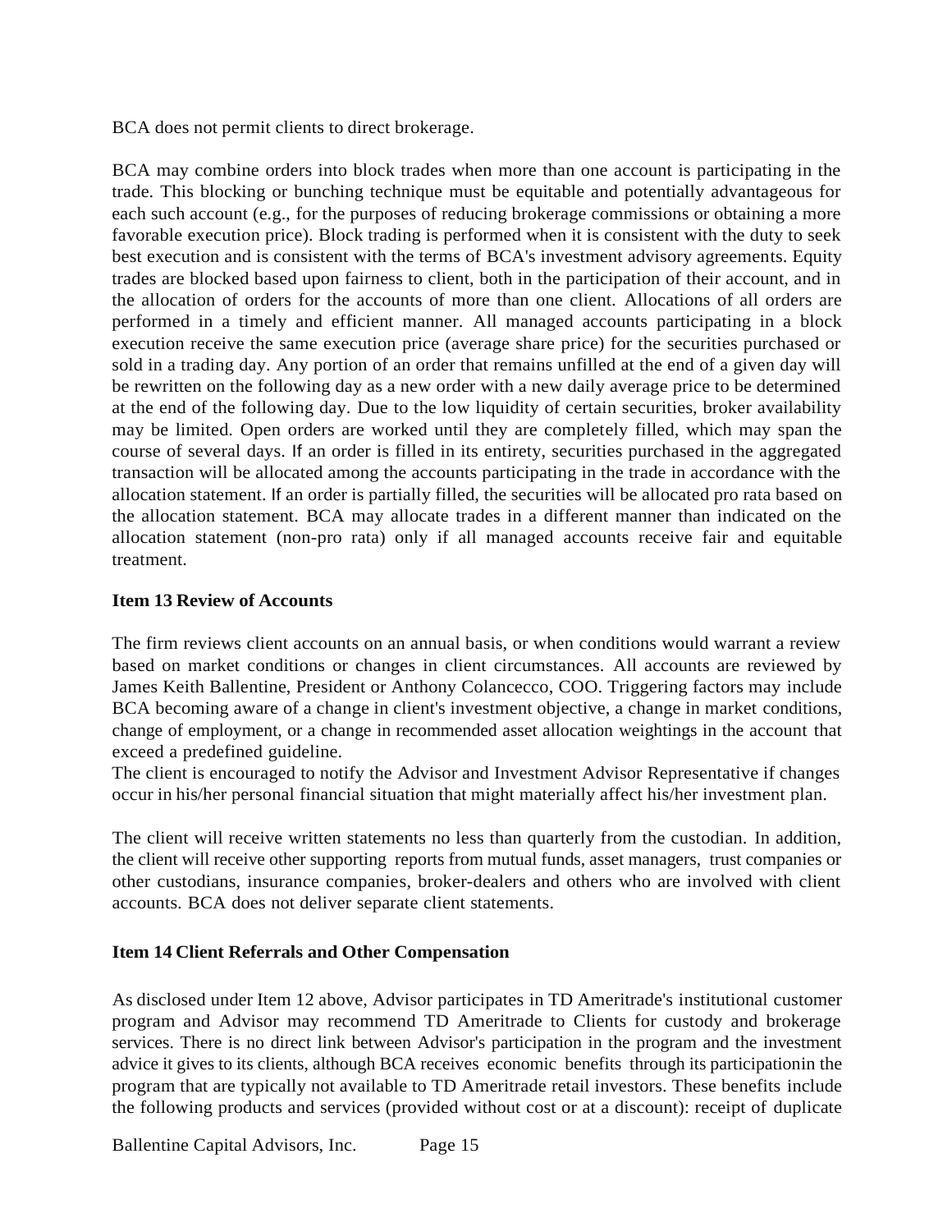BCA does not permit clients to direct brokerage.

BCA may combine orders into block trades when more than one account is participating in the trade. This blocking or bunching technique must be equitable and potentially advantageous for each such account (e.g., for the purposes of reducing brokerage commissions or obtaining a more favorable execution price). Block trading is performed when it is consistent with the duty to seek best execution and is consistent with the terms of BCA's investment advisory agreements. Equity trades are blocked based upon fairness to client, both in the participation of their account, and in the allocation of orders for the accounts of more than one client. Allocations of all orders are performed in a timely and efficient manner. All managed accounts participating in a block execution receive the same execution price (average share price) for the securities purchased or sold in a trading day. Any portion of an order that remains unfilled at the end of a given day will be rewritten on the following day as a new order with a new daily average price to be determined at the end of the following day. Due to the low liquidity of certain securities, broker availability may be limited. Open orders are worked until they are completely filled, which may span the course of several days. If an order is filled in its entirety, securities purchased in the aggregated transaction will be allocated among the accounts participating in the trade in accordance with the allocation statement. If an order is partially filled, the securities will be allocated pro rata based on the allocation statement. BCA may allocate trades in a different manner than indicated on the allocation statement (non-pro rata) only if all managed accounts receive fair and equitable treatment.

**Item 13 Review of Accounts**

The firm reviews client accounts on an annual basis, or when conditions would warrant a review based on market conditions or changes in client circumstances. All accounts are reviewed by James Keith Ballentine, President or Anthony Colancecco, COO. Triggering factors may include BCA becoming aware of a change in client's investment objective, a change in market conditions, change of employment, or a change in recommended asset allocation weightings in the account that exceed a predefined guideline.
The client is encouraged to notify the Advisor and Investment Advisor Representative if changes occur in his/her personal financial situation that might materially affect his/her investment plan.

The client will receive written statements no less than quarterly from the custodian. In addition, the client will receive other supporting reports from mutual funds, asset managers, trust companies or other custodians, insurance companies, broker-dealers and others who are involved with client accounts. BCA does not deliver separate client statements.

**Item 14 Client Referrals and Other Compensation**

As disclosed under Item 12 above, Advisor participates in TD Ameritrade's institutional customer program and Advisor may recommend TD Ameritrade to Clients for custody and brokerage services. There is no direct link between Advisor's participation in the program and the investment advice it gives to its clients, although BCA receives economic benefits through its participationin the program that are typically not available to TD Ameritrade retail investors. These benefits include the following products and services (provided without cost or at a discount): receipt of duplicate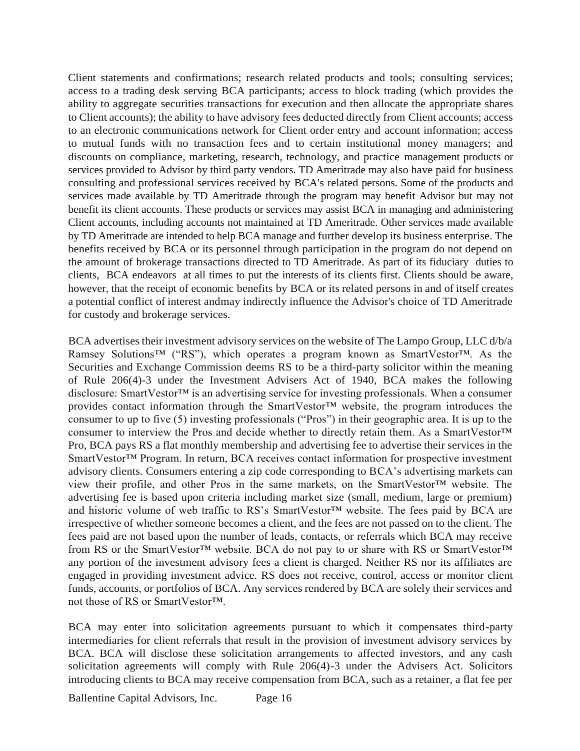Client statements and confirmations; research related products and tools; consulting services; access to a trading desk serving BCA participants; access to block trading (which provides the ability to aggregate securities transactions for execution and then allocate the appropriate shares to Client accounts); the ability to have advisory fees deducted directly from Client accounts; access to an electronic communications network for Client order entry and account information; access to mutual funds with no transaction fees and to certain institutional money managers; and discounts on compliance, marketing, research, technology, and practice management products or services provided to Advisor by third party vendors. TD Ameritrade may also have paid for business consulting and professional services received by BCA's related persons. Some of the products and services made available by TD Ameritrade through the program may benefit Advisor but may not benefit its client accounts. These products or services may assist BCA in managing and administering Client accounts, including accounts not maintained at TD Ameritrade. Other services made available by TD Ameritrade are intended to help BCA manage and further develop its business enterprise. The benefits received by BCA or its personnel through participation in the program do not depend on the amount of brokerage transactions directed to TD Ameritrade. As part of its fiduciary duties to clients, BCA endeavors at all times to put the interests of its clients first. Clients should be aware, however, that the receipt of economic benefits by BCA or its related persons in and of itself creates a potential conflict of interest andmay indirectly influence the Advisor's choice of TD Ameritrade for custody and brokerage services.

BCA advertises their investment advisory services on the website of The Lampo Group, LLC d/b/a Ramsey Solutions™ ("RS"), which operates a program known as SmartVestor™. As the Securities and Exchange Commission deems RS to be a third-party solicitor within the meaning of Rule 206(4)-3 under the Investment Advisers Act of 1940, BCA makes the following disclosure: SmartVestor™ is an advertising service for investing professionals. When a consumer provides contact information through the SmartVestor™ website, the program introduces the consumer to up to five (5) investing professionals ("Pros") in their geographic area. It is up to the consumer to interview the Pros and decide whether to directly retain them. As a SmartVestor™ Pro, BCA pays RS a flat monthly membership and advertising fee to advertise their services in the SmartVestor™ Program. In return, BCA receives contact information for prospective investment advisory clients. Consumers entering a zip code corresponding to BCA's advertising markets can view their profile, and other Pros in the same markets, on the SmartVestor™ website. The advertising fee is based upon criteria including market size (small, medium, large or premium) and historic volume of web traffic to RS's SmartVestor™ website. The fees paid by BCA are irrespective of whether someone becomes a client, and the fees are not passed on to the client. The fees paid are not based upon the number of leads, contacts, or referrals which BCA may receive from RS or the SmartVestor™ website. BCA do not pay to or share with RS or SmartVestor™ any portion of the investment advisory fees a client is charged. Neither RS nor its affiliates are engaged in providing investment advice. RS does not receive, control, access or monitor client funds, accounts, or portfolios of BCA. Any services rendered by BCA are solely their services and not those of RS or SmartVestor™.

BCA may enter into solicitation agreements pursuant to which it compensates third-party intermediaries for client referrals that result in the provision of investment advisory services by BCA. BCA will disclose these solicitation arrangements to affected investors, and any cash solicitation agreements will comply with Rule 206(4)-3 under the Advisers Act. Solicitors introducing clients to BCA may receive compensation from BCA, such as a retainer, a flat fee per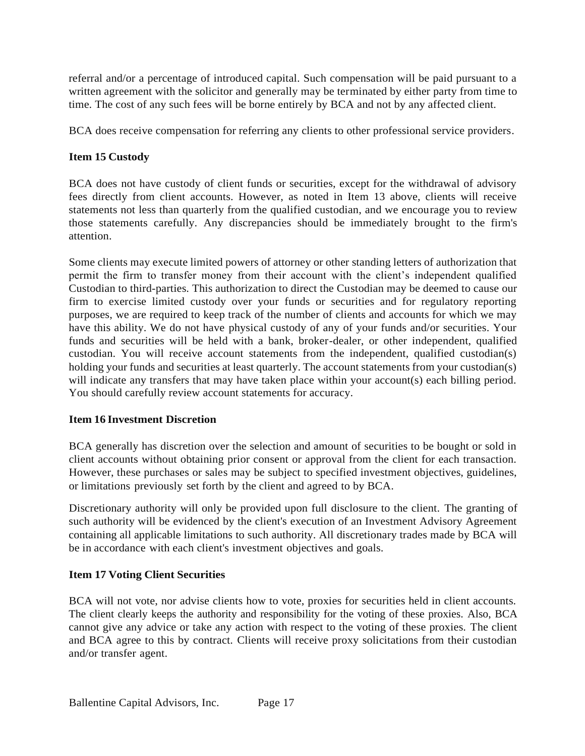referral and/or a percentage of introduced capital. Such compensation will be paid pursuant to a written agreement with the solicitor and generally may be terminated by either party from time to time. The cost of any such fees will be borne entirely by BCA and not by any affected client.

BCA does receive compensation for referring any clients to other professional service providers.

**Item 15 Custody**

BCA does not have custody of client funds or securities, except for the withdrawal of advisory fees directly from client accounts. However, as noted in Item 13 above, clients will receive statements not less than quarterly from the qualified custodian, and we encourage you to review those statements carefully. Any discrepancies should be immediately brought to the firm's attention.

Some clients may execute limited powers of attorney or other standing letters of authorization that permit the firm to transfer money from their account with the client's independent qualified Custodian to third-parties. This authorization to direct the Custodian may be deemed to cause our firm to exercise limited custody over your funds or securities and for regulatory reporting purposes, we are required to keep track of the number of clients and accounts for which we may have this ability. We do not have physical custody of any of your funds and/or securities. Your funds and securities will be held with a bank, broker-dealer, or other independent, qualified custodian. You will receive account statements from the independent, qualified custodian(s) holding your funds and securities at least quarterly. The account statements from your custodian(s) will indicate any transfers that may have taken place within your account(s) each billing period. You should carefully review account statements for accuracy.

**Item 16 Investment Discretion**

BCA generally has discretion over the selection and amount of securities to be bought or sold in client accounts without obtaining prior consent or approval from the client for each transaction. However, these purchases or sales may be subject to specified investment objectives, guidelines, or limitations previously set forth by the client and agreed to by BCA.

Discretionary authority will only be provided upon full disclosure to the client. The granting of such authority will be evidenced by the client's execution of an Investment Advisory Agreement containing all applicable limitations to such authority. All discretionary trades made by BCA will be in accordance with each client's investment objectives and goals.

**Item 17 Voting Client Securities**

BCA will not vote, nor advise clients how to vote, proxies for securities held in client accounts. The client clearly keeps the authority and responsibility for the voting of these proxies. Also, BCA cannot give any advice or take any action with respect to the voting of these proxies. The client and BCA agree to this by contract. Clients will receive proxy solicitations from their custodian and/or transfer agent.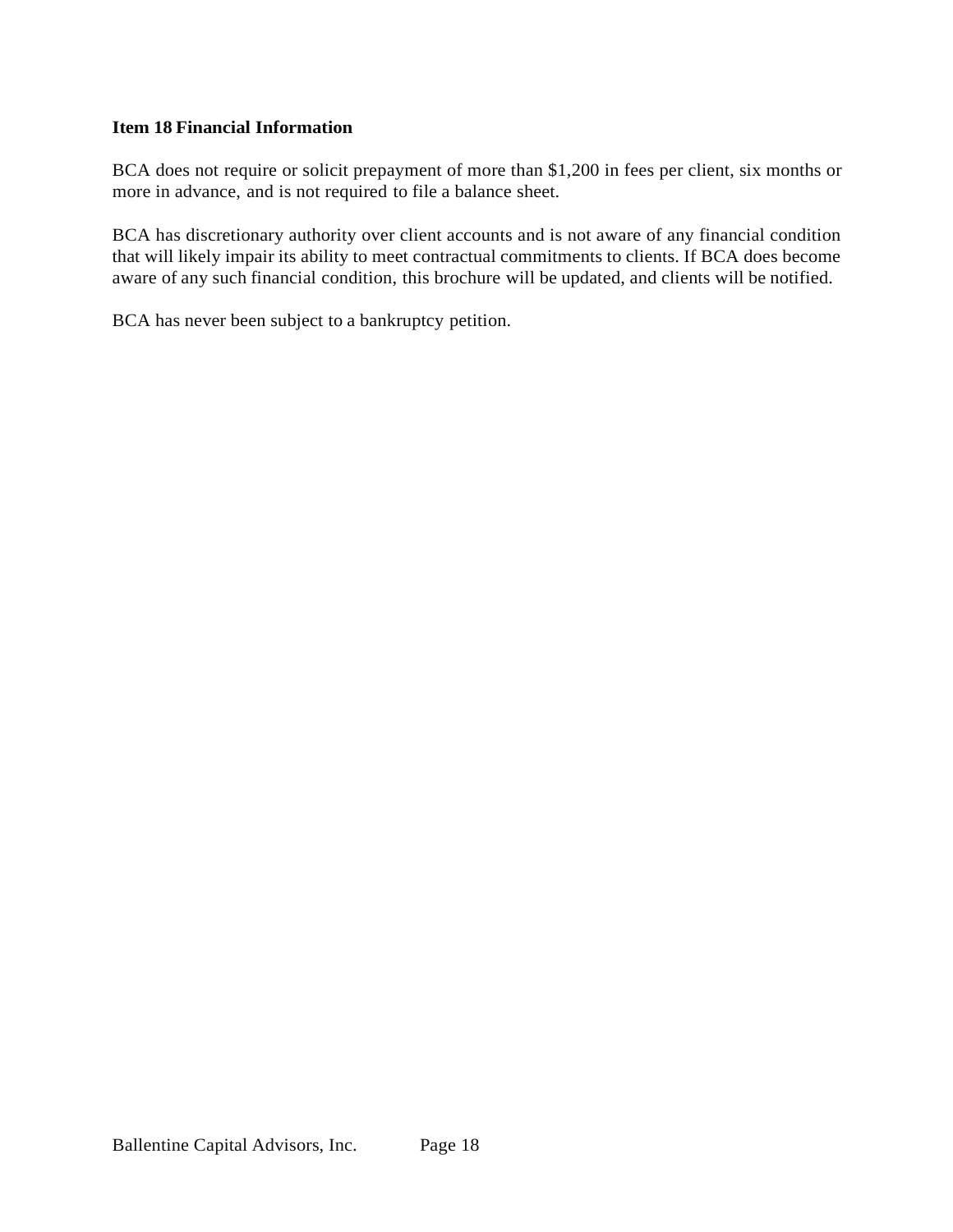## Item 18 Financial Information

BCA does not require or solicit prepayment of more than $1,200 in fees per client, six months or more in advance, and is not required to file a balance sheet.

BCA has discretionary authority over client accounts and is not aware of any financial condition that will likely impair its ability to meet contractual commitments to clients. If BCA does become aware of any such financial condition, this brochure will be updated, and clients will be notified.

BCA has never been subject to a bankruptcy petition.